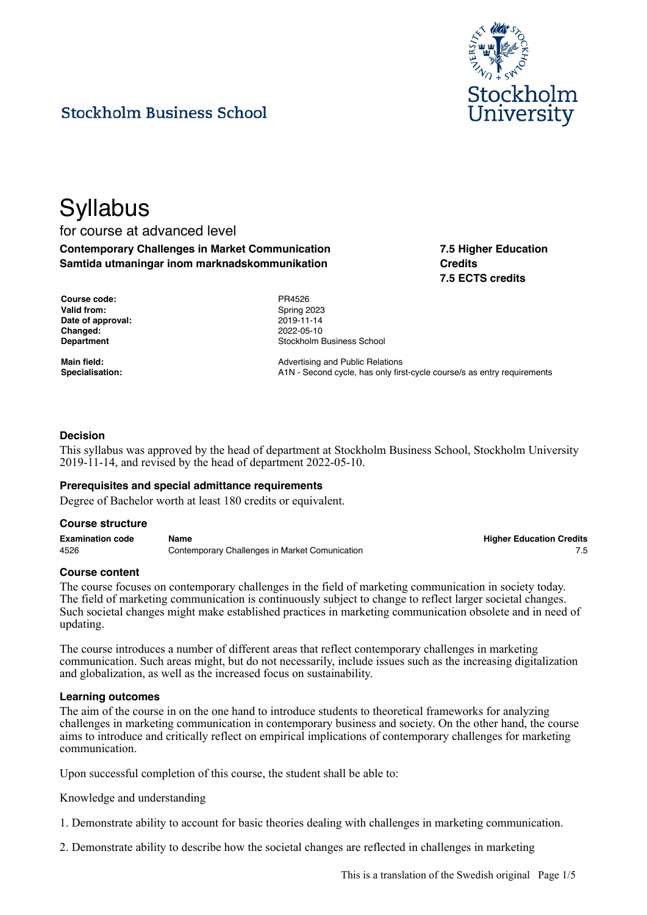Stockholm Business School

# Syllabus

for course at advanced level

**Contemporary Challenges in Market Communication**
**Samtida utmaningar inom marknadskommunikation**

**7.5 Higher Education Credits**
**7.5 ECTS credits**

| | |
|---|---|
| **Course code:** | PR4526 |
| **Valid from:** | Spring 2023 |
| **Date of approval:** | 2019-11-14 |
| **Changed:** | 2022-05-10 |
| **Department** | Stockholm Business School |
| **Main field:** | Advertising and Public Relations |
| **Specialisation:** | A1N - Second cycle, has only first-cycle course/s as entry requirements |

### Decision

This syllabus was approved by the head of department at Stockholm Business School, Stockholm University 2019-11-14, and revised by the head of department 2022-05-10.

### Prerequisites and special admittance requirements

Degree of Bachelor worth at least 180 credits or equivalent.

### Course structure

| Examination code | Name | Higher Education Credits |
|---|---|---|
| 4526 | Contemporary Challenges in Market Comunication | 7.5 |

### Course content

The course focuses on contemporary challenges in the field of marketing communication in society today. The field of marketing communication is continuously subject to change to reflect larger societal changes. Such societal changes might make established practices in marketing communication obsolete and in need of updating.

The course introduces a number of different areas that reflect contemporary challenges in marketing communication. Such areas might, but do not necessarily, include issues such as the increasing digitalization and globalization, as well as the increased focus on sustainability.

### Learning outcomes

The aim of the course in on the one hand to introduce students to theoretical frameworks for analyzing challenges in marketing communication in contemporary business and society. On the other hand, the course aims to introduce and critically reflect on empirical implications of contemporary challenges for marketing communication.

Upon successful completion of this course, the student shall be able to:

Knowledge and understanding

1. Demonstrate ability to account for basic theories dealing with challenges in marketing communication.

2. Demonstrate ability to describe how the societal changes are reflected in challenges in marketing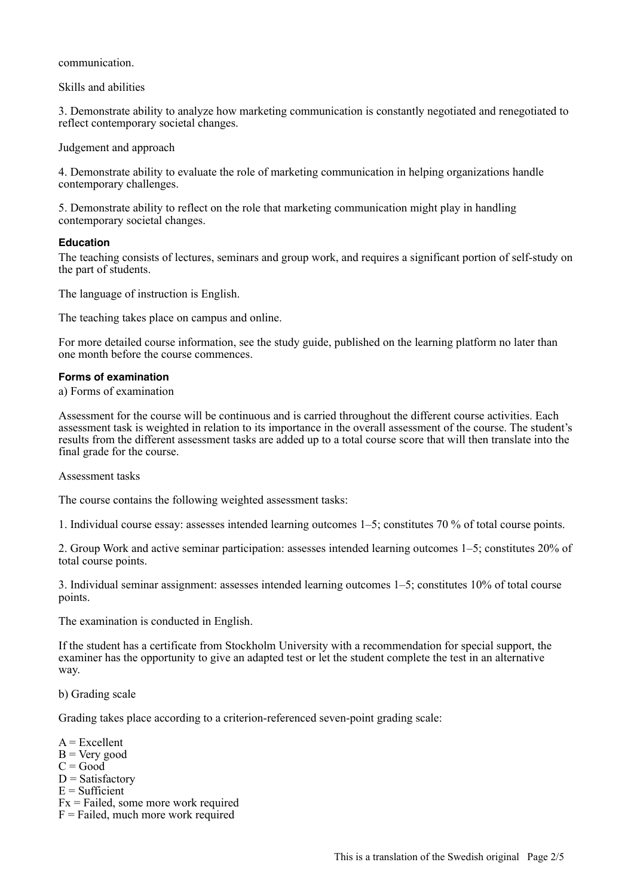communication.

Skills and abilities

3. Demonstrate ability to analyze how marketing communication is constantly negotiated and renegotiated to reflect contemporary societal changes.

Judgement and approach

4. Demonstrate ability to evaluate the role of marketing communication in helping organizations handle contemporary challenges.

5. Demonstrate ability to reflect on the role that marketing communication might play in handling contemporary societal changes.

### Education

The teaching consists of lectures, seminars and group work, and requires a significant portion of self-study on the part of students.

The language of instruction is English.

The teaching takes place on campus and online.

For more detailed course information, see the study guide, published on the learning platform no later than one month before the course commences.

### Forms of examination

a) Forms of examination

Assessment for the course will be continuous and is carried throughout the different course activities. Each assessment task is weighted in relation to its importance in the overall assessment of the course. The student's results from the different assessment tasks are added up to a total course score that will then translate into the final grade for the course.

Assessment tasks

The course contains the following weighted assessment tasks:

1. Individual course essay: assesses intended learning outcomes 1–5; constitutes 70 % of total course points.

2. Group Work and active seminar participation: assesses intended learning outcomes 1–5; constitutes 20% of total course points.

3. Individual seminar assignment: assesses intended learning outcomes 1–5; constitutes 10% of total course points.

The examination is conducted in English.

If the student has a certificate from Stockholm University with a recommendation for special support, the examiner has the opportunity to give an adapted test or let the student complete the test in an alternative way.

b) Grading scale

Grading takes place according to a criterion-referenced seven-point grading scale:

A = Excellent  
B = Very good  
C = Good  
D = Satisfactory  
E = Sufficient  
Fx = Failed, some more work required  
F = Failed, much more work required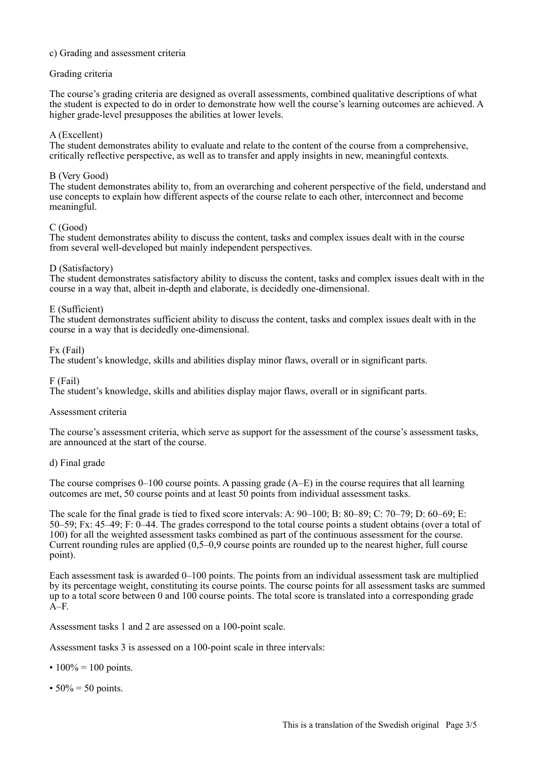c) Grading and assessment criteria

Grading criteria

The course's grading criteria are designed as overall assessments, combined qualitative descriptions of what the student is expected to do in order to demonstrate how well the course's learning outcomes are achieved. A higher grade-level presupposes the abilities at lower levels.

A (Excellent)
The student demonstrates ability to evaluate and relate to the content of the course from a comprehensive, critically reflective perspective, as well as to transfer and apply insights in new, meaningful contexts.

B (Very Good)
The student demonstrates ability to, from an overarching and coherent perspective of the field, understand and use concepts to explain how different aspects of the course relate to each other, interconnect and become meaningful.

C (Good)
The student demonstrates ability to discuss the content, tasks and complex issues dealt with in the course from several well-developed but mainly independent perspectives.

D (Satisfactory)
The student demonstrates satisfactory ability to discuss the content, tasks and complex issues dealt with in the course in a way that, albeit in-depth and elaborate, is decidedly one-dimensional.

E (Sufficient)
The student demonstrates sufficient ability to discuss the content, tasks and complex issues dealt with in the course in a way that is decidedly one-dimensional.

Fx (Fail)
The student's knowledge, skills and abilities display minor flaws, overall or in significant parts.

F (Fail)
The student's knowledge, skills and abilities display major flaws, overall or in significant parts.

Assessment criteria

The course's assessment criteria, which serve as support for the assessment of the course's assessment tasks, are announced at the start of the course.

d) Final grade

The course comprises 0–100 course points. A passing grade (A–E) in the course requires that all learning outcomes are met, 50 course points and at least 50 points from individual assessment tasks.

The scale for the final grade is tied to fixed score intervals: A: 90–100; B: 80–89; C: 70–79; D: 60–69; E: 50–59; Fx: 45–49; F: 0–44. The grades correspond to the total course points a student obtains (over a total of 100) for all the weighted assessment tasks combined as part of the continuous assessment for the course. Current rounding rules are applied (0,5–0,9 course points are rounded up to the nearest higher, full course point).

Each assessment task is awarded 0–100 points. The points from an individual assessment task are multiplied by its percentage weight, constituting its course points. The course points for all assessment tasks are summed up to a total score between 0 and 100 course points. The total score is translated into a corresponding grade A–F.

Assessment tasks 1 and 2 are assessed on a 100-point scale.

Assessment tasks 3 is assessed on a 100-point scale in three intervals:

- 100% = 100 points.
- 50% = 50 points.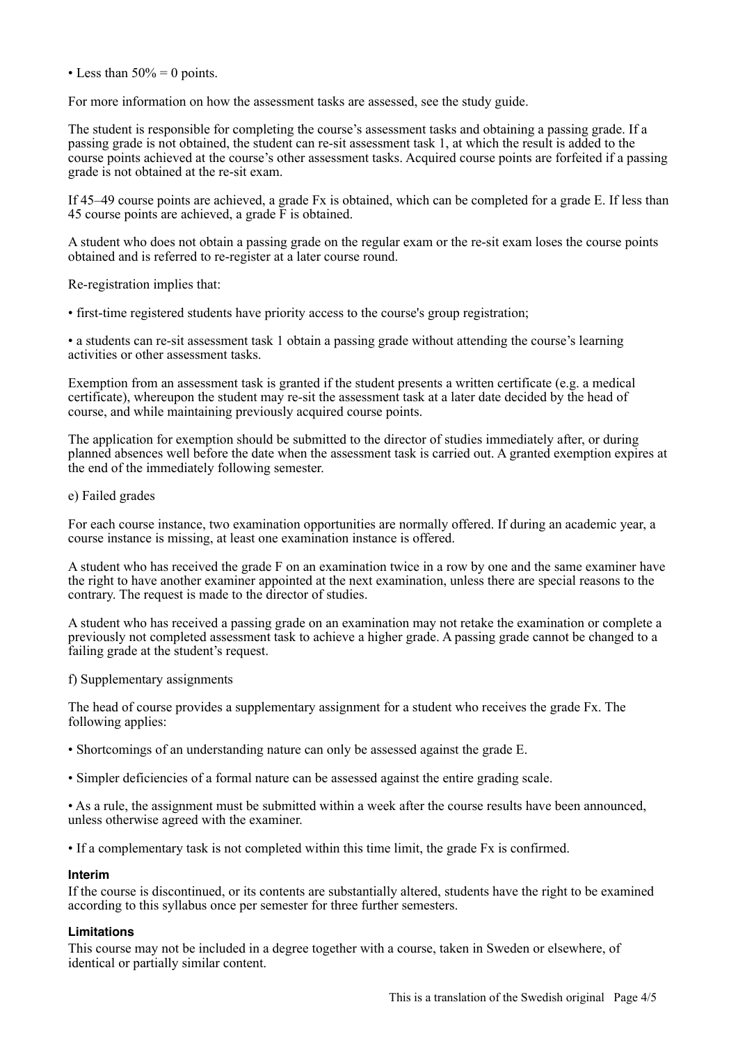• Less than 50% = 0 points.

For more information on how the assessment tasks are assessed, see the study guide.

The student is responsible for completing the course's assessment tasks and obtaining a passing grade. If a passing grade is not obtained, the student can re-sit assessment task 1, at which the result is added to the course points achieved at the course's other assessment tasks. Acquired course points are forfeited if a passing grade is not obtained at the re-sit exam.

If 45–49 course points are achieved, a grade Fx is obtained, which can be completed for a grade E. If less than 45 course points are achieved, a grade F is obtained.

A student who does not obtain a passing grade on the regular exam or the re-sit exam loses the course points obtained and is referred to re-register at a later course round.

Re-registration implies that:

• first-time registered students have priority access to the course's group registration;

• a students can re-sit assessment task 1 obtain a passing grade without attending the course's learning activities or other assessment tasks.

Exemption from an assessment task is granted if the student presents a written certificate (e.g. a medical certificate), whereupon the student may re-sit the assessment task at a later date decided by the head of course, and while maintaining previously acquired course points.

The application for exemption should be submitted to the director of studies immediately after, or during planned absences well before the date when the assessment task is carried out. A granted exemption expires at the end of the immediately following semester.

e) Failed grades

For each course instance, two examination opportunities are normally offered. If during an academic year, a course instance is missing, at least one examination instance is offered.

A student who has received the grade F on an examination twice in a row by one and the same examiner have the right to have another examiner appointed at the next examination, unless there are special reasons to the contrary. The request is made to the director of studies.

A student who has received a passing grade on an examination may not retake the examination or complete a previously not completed assessment task to achieve a higher grade. A passing grade cannot be changed to a failing grade at the student's request.

f) Supplementary assignments

The head of course provides a supplementary assignment for a student who receives the grade Fx. The following applies:

• Shortcomings of an understanding nature can only be assessed against the grade E.

• Simpler deficiencies of a formal nature can be assessed against the entire grading scale.

• As a rule, the assignment must be submitted within a week after the course results have been announced, unless otherwise agreed with the examiner.

• If a complementary task is not completed within this time limit, the grade Fx is confirmed.

### Interim

If the course is discontinued, or its contents are substantially altered, students have the right to be examined according to this syllabus once per semester for three further semesters.

### Limitations

This course may not be included in a degree together with a course, taken in Sweden or elsewhere, of identical or partially similar content.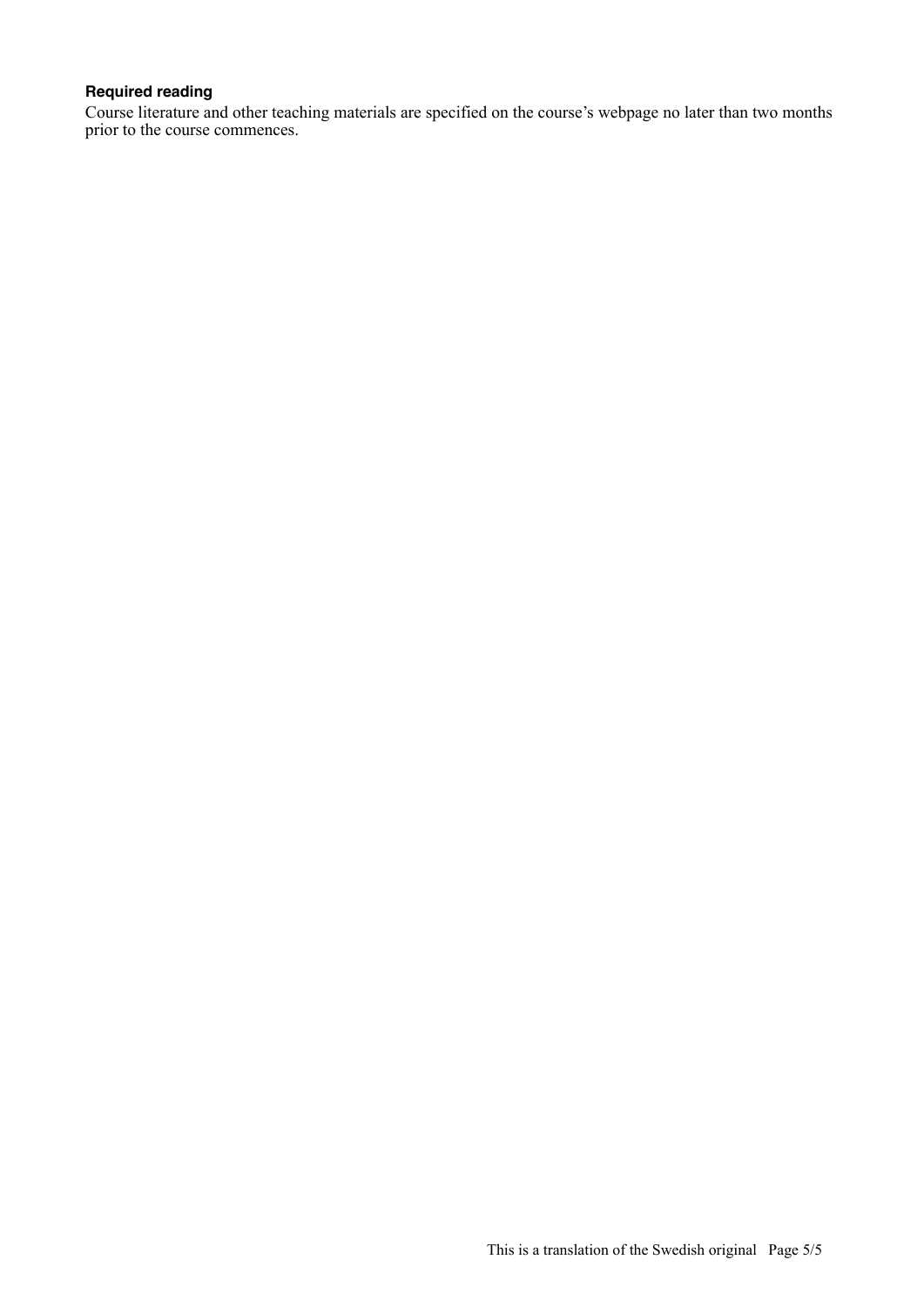**Required reading**

Course literature and other teaching materials are specified on the course's webpage no later than two months prior to the course commences.